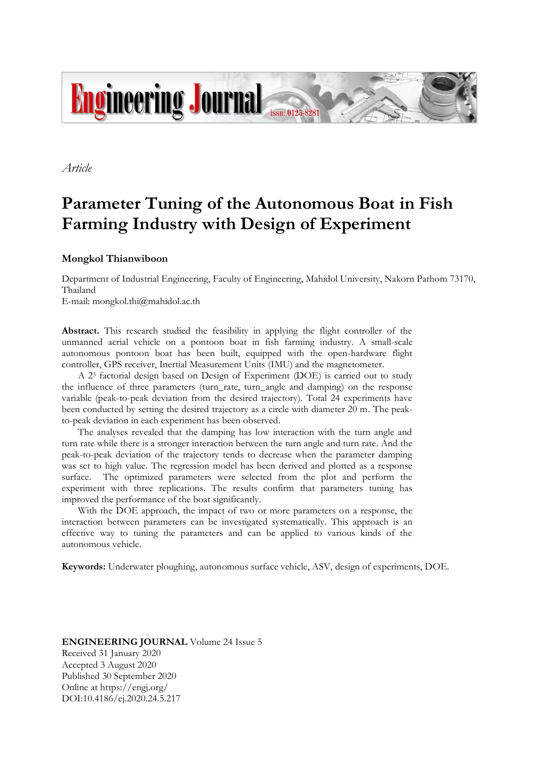*Article*

# Parameter Tuning of the Autonomous Boat in Fish Farming Industry with Design of Experiment

**Mongkol Thianwiboon**

Department of Industrial Engineering, Faculty of Engineering, Mahidol University, Nakorn Pathom 73170, Thailand
E-mail: mongkol.thi@mahidol.ac.th

**Abstract.** This research studied the feasibility in applying the flight controller of the unmanned aerial vehicle on a pontoon boat in fish farming industry. A small-scale autonomous pontoon boat has been built, equipped with the open-hardware flight controller, GPS receiver, Inertial Measurement Units (IMU) and the magnetometer.

A $2^3$ factorial design based on Design of Experiment (DOE) is carried out to study the influence of three parameters (turn_rate, turn_angle and damping) on the response variable (peak-to-peak deviation from the desired trajectory). Total 24 experiments have been conducted by setting the desired trajectory as a circle with diameter 20 m. The peak-to-peak deviation in each experiment has been observed.

The analyses revealed that the damping has low interaction with the turn angle and turn rate while there is a stronger interaction between the turn angle and turn rate. And the peak-to-peak deviation of the trajectory tends to decrease when the parameter damping was set to high value. The regression model has been derived and plotted as a response surface. The optimized parameters were selected from the plot and perform the experiment with three replications. The results confirm that parameters tuning has improved the performance of the boat significantly.

With the DOE approach, the impact of two or more parameters on a response, the interaction between parameters can be investigated systematically. This approach is an effective way to tuning the parameters and can be applied to various kinds of the autonomous vehicle.

**Keywords:** Underwater ploughing, autonomous surface vehicle, ASV, design of experiments, DOE.

**ENGINEERING JOURNAL** Volume 24 Issue 5
Received 31 January 2020
Accepted 3 August 2020
Published 30 September 2020
Online at https://engj.org/
DOI:10.4186/ej.2020.24.5.217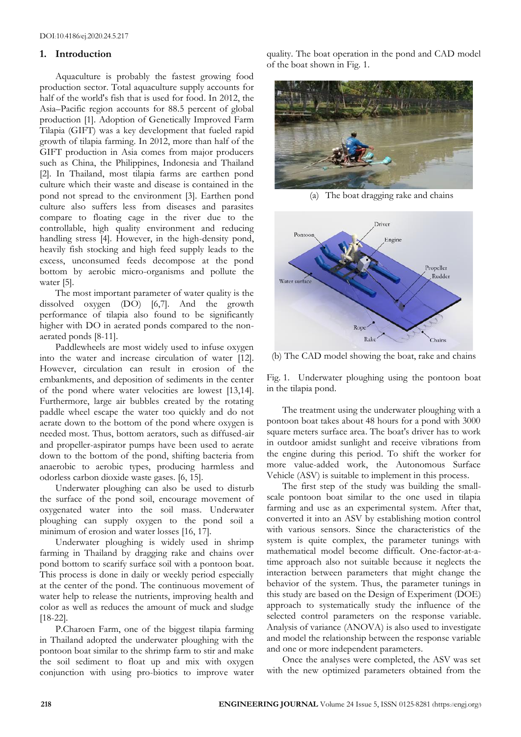## 1. Introduction

Aquaculture is probably the fastest growing food production sector. Total aquaculture supply accounts for half of the world's fish that is used for food. In 2012, the Asia–Pacific region accounts for 88.5 percent of global production [1]. Adoption of Genetically Improved Farm Tilapia (GIFT) was a key development that fueled rapid growth of tilapia farming. In 2012, more than half of the GIFT production in Asia comes from major producers such as China, the Philippines, Indonesia and Thailand [2]. In Thailand, most tilapia farms are earthen pond culture which their waste and disease is contained in the pond not spread to the environment [3]. Earthen pond culture also suffers less from diseases and parasites compare to floating cage in the river due to the controllable, high quality environment and reducing handling stress [4]. However, in the high-density pond, heavily fish stocking and high feed supply leads to the excess, unconsumed feeds decompose at the pond bottom by aerobic micro-organisms and pollute the water [5].

The most important parameter of water quality is the dissolved oxygen (DO) [6,7]. And the growth performance of tilapia also found to be significantly higher with DO in aerated ponds compared to the non-aerated ponds [8-11].

Paddlewheels are most widely used to infuse oxygen into the water and increase circulation of water [12]. However, circulation can result in erosion of the embankments, and deposition of sediments in the center of the pond where water velocities are lowest [13,14]. Furthermore, large air bubbles created by the rotating paddle wheel escape the water too quickly and do not aerate down to the bottom of the pond where oxygen is needed most. Thus, bottom aerators, such as diffused-air and propeller-aspirator pumps have been used to aerate down to the bottom of the pond, shifting bacteria from anaerobic to aerobic types, producing harmless and odorless carbon dioxide waste gases. [6, 15].

Underwater ploughing can also be used to disturb the surface of the pond soil, encourage movement of oxygenated water into the soil mass. Underwater ploughing can supply oxygen to the pond soil a minimum of erosion and water losses [16, 17].

Underwater ploughing is widely used in shrimp farming in Thailand by dragging rake and chains over pond bottom to scarify surface soil with a pontoon boat. This process is done in daily or weekly period especially at the center of the pond. The continuous movement of water help to release the nutrients, improving health and color as well as reduces the amount of muck and sludge [18-22].

P.Charoen Farm, one of the biggest tilapia farming in Thailand adopted the underwater ploughing with the pontoon boat similar to the shrimp farm to stir and make the soil sediment to float up and mix with oxygen conjunction with using pro-biotics to improve water quality. The boat operation in the pond and CAD model of the boat shown in Fig. 1.

(a) The boat dragging rake and chains

(b) The CAD model showing the boat, rake and chains

Fig. 1. Underwater ploughing using the pontoon boat in the tilapia pond.

The treatment using the underwater ploughing with a pontoon boat takes about 48 hours for a pond with 3000 square meters surface area. The boat's driver has to work in outdoor amidst sunlight and receive vibrations from the engine during this period. To shift the worker for more value-added work, the Autonomous Surface Vehicle (ASV) is suitable to implement in this process.

The first step of the study was building the small-scale pontoon boat similar to the one used in tilapia farming and use as an experimental system. After that, converted it into an ASV by establishing motion control with various sensors. Since the characteristics of the system is quite complex, the parameter tunings with mathematical model become difficult. One-factor-at-a-time approach also not suitable because it neglects the interaction between parameters that might change the behavior of the system. Thus, the parameter tunings in this study are based on the Design of Experiment (DOE) approach to systematically study the influence of the selected control parameters on the response variable. Analysis of variance (ANOVA) is also used to investigate and model the relationship between the response variable and one or more independent parameters.

Once the analyses were completed, the ASV was set with the new optimized parameters obtained from the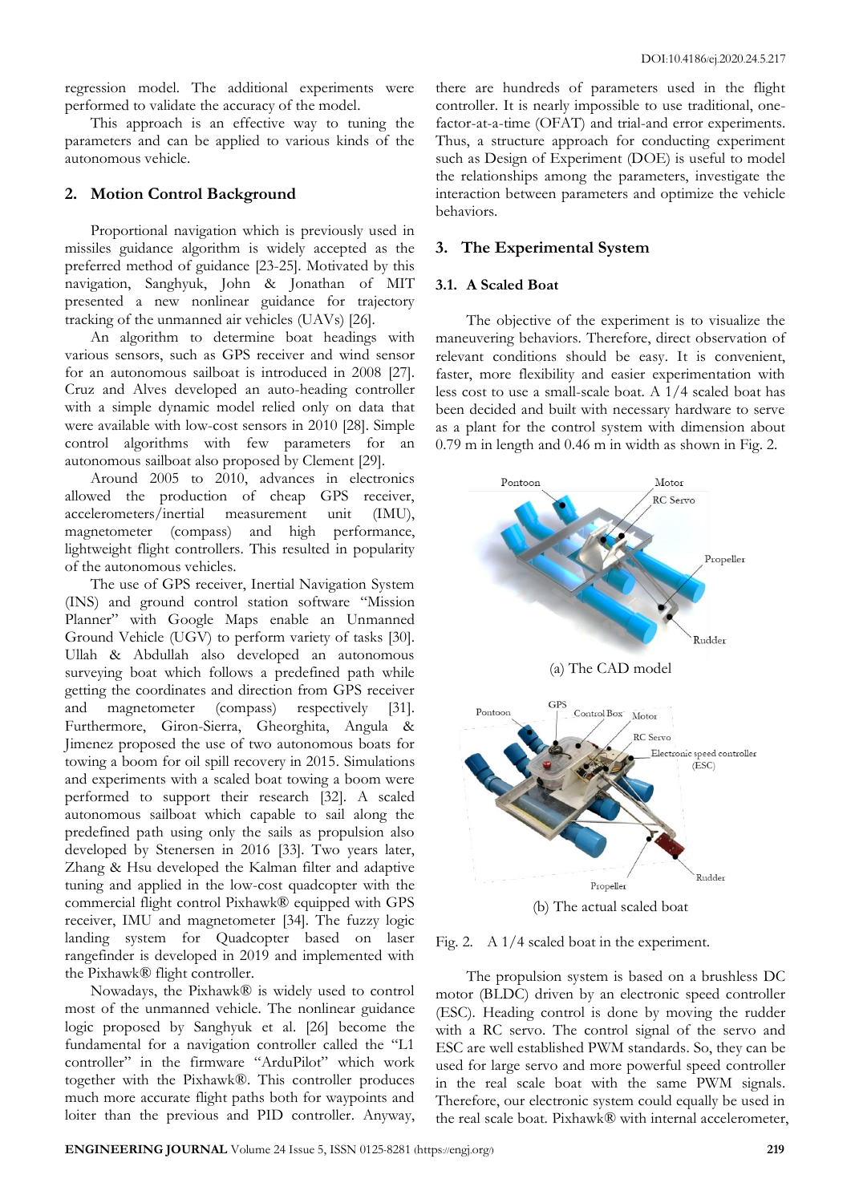regression model. The additional experiments were performed to validate the accuracy of the model.

This approach is an effective way to tuning the parameters and can be applied to various kinds of the autonomous vehicle.

## 2. Motion Control Background

Proportional navigation which is previously used in missiles guidance algorithm is widely accepted as the preferred method of guidance [23-25]. Motivated by this navigation, Sanghyuk, John & Jonathan of MIT presented a new nonlinear guidance for trajectory tracking of the unmanned air vehicles (UAVs) [26].

An algorithm to determine boat headings with various sensors, such as GPS receiver and wind sensor for an autonomous sailboat is introduced in 2008 [27]. Cruz and Alves developed an auto-heading controller with a simple dynamic model relied only on data that were available with low-cost sensors in 2010 [28]. Simple control algorithms with few parameters for an autonomous sailboat also proposed by Clement [29].

Around 2005 to 2010, advances in electronics allowed the production of cheap GPS receiver, accelerometers/inertial measurement unit (IMU), magnetometer (compass) and high performance, lightweight flight controllers. This resulted in popularity of the autonomous vehicles.

The use of GPS receiver, Inertial Navigation System (INS) and ground control station software "Mission Planner" with Google Maps enable an Unmanned Ground Vehicle (UGV) to perform variety of tasks [30]. Ullah & Abdullah also developed an autonomous surveying boat which follows a predefined path while getting the coordinates and direction from GPS receiver and magnetometer (compass) respectively [31]. Furthermore, Giron-Sierra, Gheorghita, Angula & Jimenez proposed the use of two autonomous boats for towing a boom for oil spill recovery in 2015. Simulations and experiments with a scaled boat towing a boom were performed to support their research [32]. A scaled autonomous sailboat which capable to sail along the predefined path using only the sails as propulsion also developed by Stenersen in 2016 [33]. Two years later, Zhang & Hsu developed the Kalman filter and adaptive tuning and applied in the low-cost quadcopter with the commercial flight control Pixhawk® equipped with GPS receiver, IMU and magnetometer [34]. The fuzzy logic landing system for Quadcopter based on laser rangefinder is developed in 2019 and implemented with the Pixhawk® flight controller.

Nowadays, the Pixhawk® is widely used to control most of the unmanned vehicle. The nonlinear guidance logic proposed by Sanghyuk et al. [26] become the fundamental for a navigation controller called the "L1 controller" in the firmware "ArduPilot" which work together with the Pixhawk®. This controller produces much more accurate flight paths both for waypoints and loiter than the previous and PID controller. Anyway, there are hundreds of parameters used in the flight controller. It is nearly impossible to use traditional, one-factor-at-a-time (OFAT) and trial-and error experiments. Thus, a structure approach for conducting experiment such as Design of Experiment (DOE) is useful to model the relationships among the parameters, investigate the interaction between parameters and optimize the vehicle behaviors.

## 3. The Experimental System

### 3.1. A Scaled Boat

The objective of the experiment is to visualize the maneuvering behaviors. Therefore, direct observation of relevant conditions should be easy. It is convenient, faster, more flexibility and easier experimentation with less cost to use a small-scale boat. A 1/4 scaled boat has been decided and built with necessary hardware to serve as a plant for the control system with dimension about 0.79 m in length and 0.46 m in width as shown in Fig. 2.

(a) The CAD model

(b) The actual scaled boat

Fig. 2. A 1/4 scaled boat in the experiment.

The propulsion system is based on a brushless DC motor (BLDC) driven by an electronic speed controller (ESC). Heading control is done by moving the rudder with a RC servo. The control signal of the servo and ESC are well established PWM standards. So, they can be used for large servo and more powerful speed controller in the real scale boat with the same PWM signals. Therefore, our electronic system could equally be used in the real scale boat. Pixhawk® with internal accelerometer,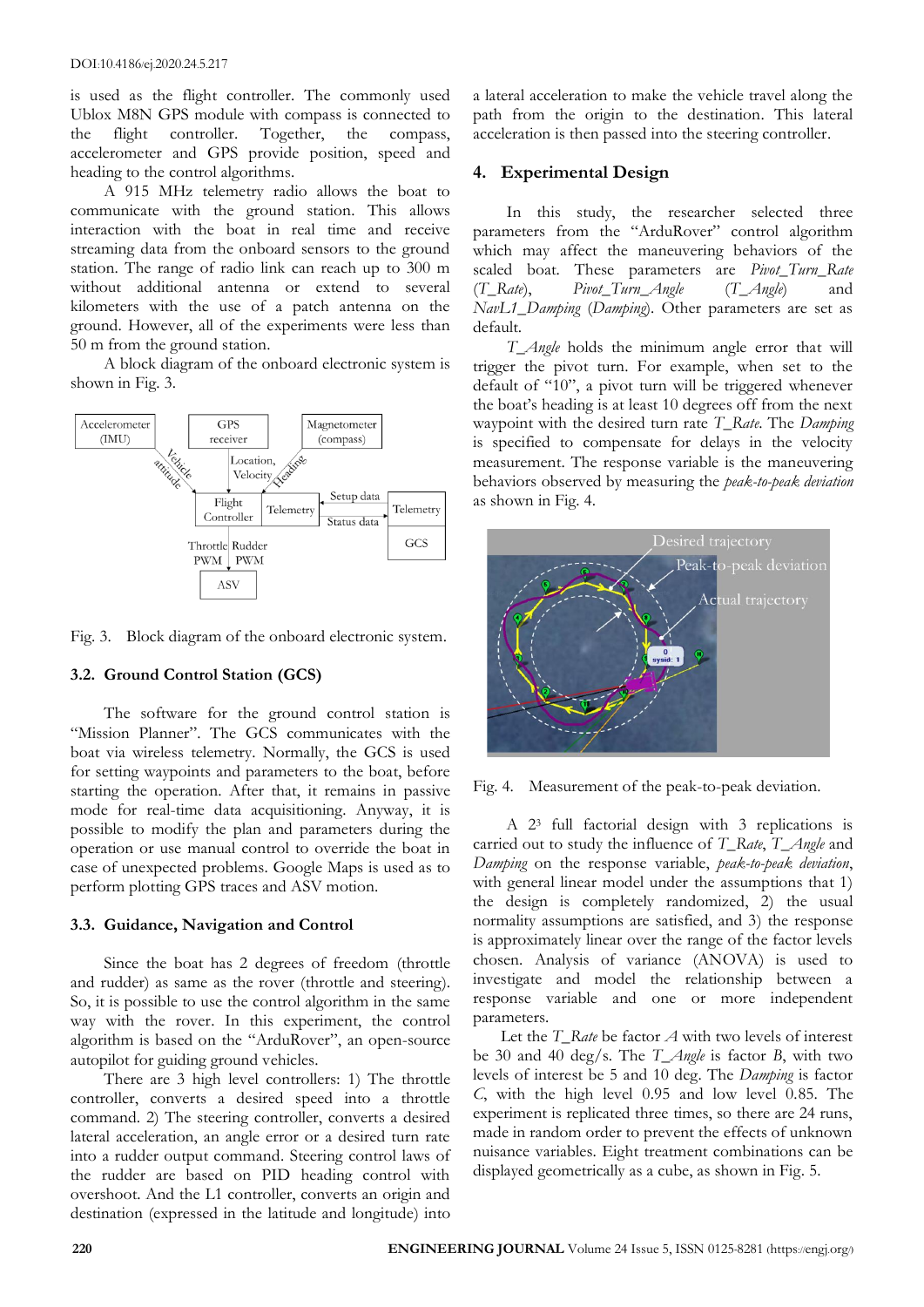is used as the flight controller. The commonly used Ublox M8N GPS module with compass is connected to the flight controller. Together, the compass, accelerometer and GPS provide position, speed and heading to the control algorithms.

A 915 MHz telemetry radio allows the boat to communicate with the ground station. This allows interaction with the boat in real time and receive streaming data from the onboard sensors to the ground station. The range of radio link can reach up to 300 m without additional antenna or extend to several kilometers with the use of a patch antenna on the ground. However, all of the experiments were less than 50 m from the ground station.

A block diagram of the onboard electronic system is shown in Fig. 3.

Fig. 3. Block diagram of the onboard electronic system.

### 3.2. Ground Control Station (GCS)

The software for the ground control station is "Mission Planner". The GCS communicates with the boat via wireless telemetry. Normally, the GCS is used for setting waypoints and parameters to the boat, before starting the operation. After that, it remains in passive mode for real-time data acquisitioning. Anyway, it is possible to modify the plan and parameters during the operation or use manual control to override the boat in case of unexpected problems. Google Maps is used as to perform plotting GPS traces and ASV motion.

### 3.3. Guidance, Navigation and Control

Since the boat has 2 degrees of freedom (throttle and rudder) as same as the rover (throttle and steering). So, it is possible to use the control algorithm in the same way with the rover. In this experiment, the control algorithm is based on the "ArduRover", an open-source autopilot for guiding ground vehicles.

There are 3 high level controllers: 1) The throttle controller, converts a desired speed into a throttle command. 2) The steering controller, converts a desired lateral acceleration, an angle error or a desired turn rate into a rudder output command. Steering control laws of the rudder are based on PID heading control with overshoot. And the L1 controller, converts an origin and destination (expressed in the latitude and longitude) into a lateral acceleration to make the vehicle travel along the path from the origin to the destination. This lateral acceleration is then passed into the steering controller.

## 4. Experimental Design

In this study, the researcher selected three parameters from the "ArduRover" control algorithm which may affect the maneuvering behaviors of the scaled boat. These parameters are *Pivot_Turn_Rate* (*T_Rate*), *Pivot_Turn_Angle* (*T_Angle*) and *NavL1_Damping* (*Damping*). Other parameters are set as default.

*T_Angle* holds the minimum angle error that will trigger the pivot turn. For example, when set to the default of "10", a pivot turn will be triggered whenever the boat's heading is at least 10 degrees off from the next waypoint with the desired turn rate *T_Rate*. The *Damping* is specified to compensate for delays in the velocity measurement. The response variable is the maneuvering behaviors observed by measuring the *peak-to-peak deviation* as shown in Fig. 4.

Fig. 4. Measurement of the peak-to-peak deviation.

A $2^3$ full factorial design with 3 replications is carried out to study the influence of *T_Rate*, *T_Angle* and *Damping* on the response variable, *peak-to-peak deviation*, with general linear model under the assumptions that 1) the design is completely randomized, 2) the usual normality assumptions are satisfied, and 3) the response is approximately linear over the range of the factor levels chosen. Analysis of variance (ANOVA) is used to investigate and model the relationship between a response variable and one or more independent parameters.

Let the *T_Rate* be factor $A$ with two levels of interest be 30 and 40 deg/s. The *T_Angle* is factor $B$, with two levels of interest be 5 and 10 deg. The *Damping* is factor $C$, with the high level 0.95 and low level 0.85. The experiment is replicated three times, so there are 24 runs, made in random order to prevent the effects of unknown nuisance variables. Eight treatment combinations can be displayed geometrically as a cube, as shown in Fig. 5.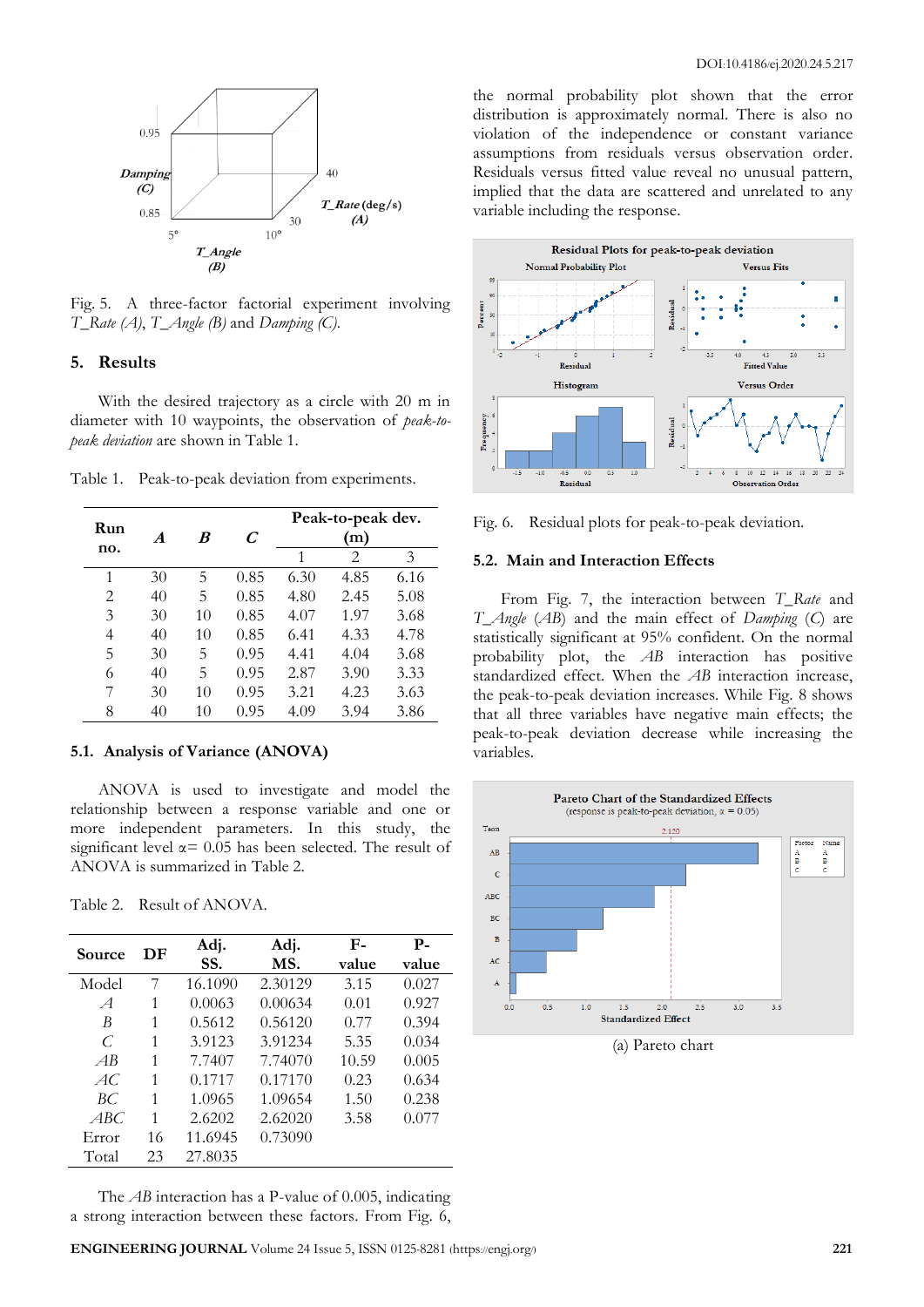Fig. 5. A three-factor factorial experiment involving *T_Rate (A)*, *T_Angle (B)* and *Damping (C)*.

## 5. Results

With the desired trajectory as a circle with 20 m in diameter with 10 waypoints, the observation of *peak-to-peak deviation* are shown in Table 1.

Table 1. Peak-to-peak deviation from experiments.

| Run no. | *A* | *B* | *C* | Peak-to-peak dev. (m) | | |
|---|---|---|---|---|---|---|
| | | | | 1 | 2 | 3 |
| 1 | 30 | 5 | 0.85 | 6.30 | 4.85 | 6.16 |
| 2 | 40 | 5 | 0.85 | 4.80 | 2.45 | 5.08 |
| 3 | 30 | 10 | 0.85 | 4.07 | 1.97 | 3.68 |
| 4 | 40 | 10 | 0.85 | 6.41 | 4.33 | 4.78 |
| 5 | 30 | 5 | 0.95 | 4.41 | 4.04 | 3.68 |
| 6 | 40 | 5 | 0.95 | 2.87 | 3.90 | 3.33 |
| 7 | 30 | 10 | 0.95 | 3.21 | 4.23 | 3.63 |
| 8 | 40 | 10 | 0.95 | 4.09 | 3.94 | 3.86 |

### 5.1. Analysis of Variance (ANOVA)

ANOVA is used to investigate and model the relationship between a response variable and one or more independent parameters. In this study, the significant level $\alpha = 0.05$ has been selected. The result of ANOVA is summarized in Table 2.

Table 2. Result of ANOVA.

| Source | DF | Adj. SS. | Adj. MS. | F-value | P-value |
|---|---|---|---|---|---|
| Model | 7 | 16.1090 | 2.30129 | 3.15 | 0.027 |
| *A* | 1 | 0.0063 | 0.00634 | 0.01 | 0.927 |
| *B* | 1 | 0.5612 | 0.56120 | 0.77 | 0.394 |
| *C* | 1 | 3.9123 | 3.91234 | 5.35 | 0.034 |
| *AB* | 1 | 7.7407 | 7.74070 | 10.59 | 0.005 |
| *AC* | 1 | 0.1717 | 0.17170 | 0.23 | 0.634 |
| *BC* | 1 | 1.0965 | 1.09654 | 1.50 | 0.238 |
| *ABC* | 1 | 2.6202 | 2.62020 | 3.58 | 0.077 |
| Error | 16 | 11.6945 | 0.73090 | | |
| Total | 23 | 27.8035 | | | |

The *AB* interaction has a P-value of 0.005, indicating a strong interaction between these factors. From Fig. 6, the normal probability plot shown that the error distribution is approximately normal. There is also no violation of the independence or constant variance assumptions from residuals versus observation order. Residuals versus fitted value reveal no unusual pattern, implied that the data are scattered and unrelated to any variable including the response.

Fig. 6. Residual plots for peak-to-peak deviation.

### 5.2. Main and Interaction Effects

From Fig. 7, the interaction between *T_Rate* and *T_Angle* (*AB*) and the main effect of *Damping* (*C*) are statistically significant at 95% confident. On the normal probability plot, the *AB* interaction has positive standardized effect. When the *AB* interaction increase, the peak-to-peak deviation increases. While Fig. 8 shows that all three variables have negative main effects; the peak-to-peak deviation decrease while increasing the variables.

(a) Pareto chart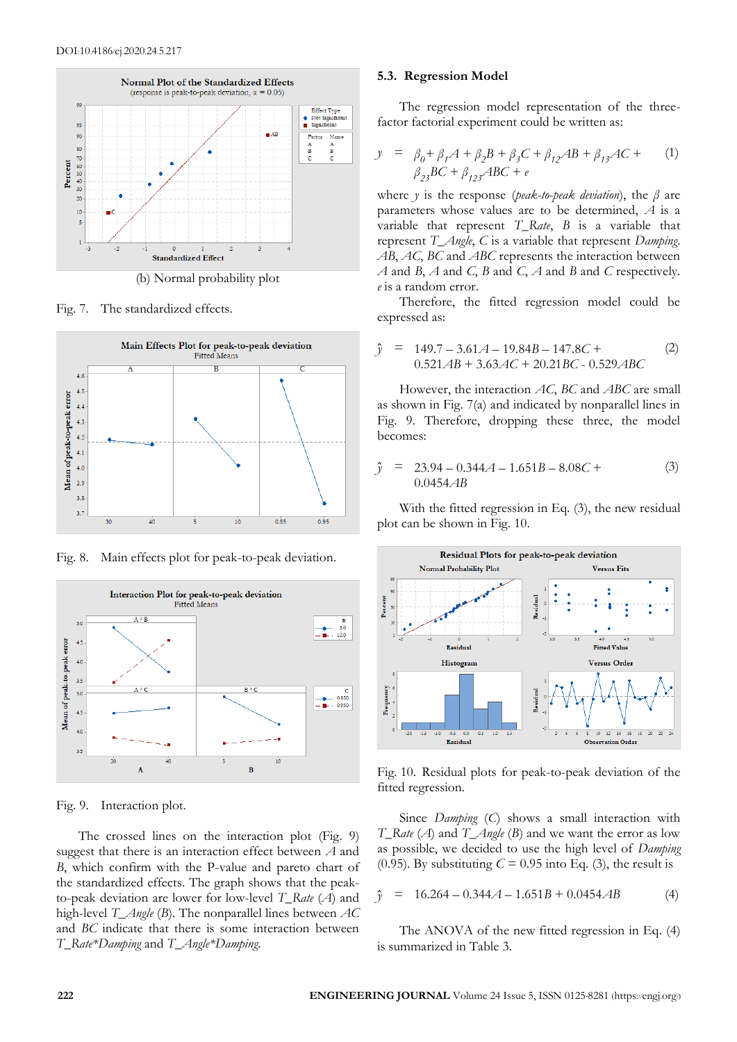(b) Normal probability plot

Fig. 7. The standardized effects.

Fig. 8. Main effects plot for peak-to-peak deviation.

Fig. 9. Interaction plot.

The crossed lines on the interaction plot (Fig. 9) suggest that there is an interaction effect between $A$ and $B$, which confirm with the P-value and pareto chart of the standardized effects. The graph shows that the peak-to-peak deviation are lower for low-level *T_Rate* ($A$) and high-level *T_Angle* ($B$). The nonparallel lines between $AC$ and $BC$ indicate that there is some interaction between *T_Rate*Damping* and *T_Angle*Damping*.

### 5.3. Regression Model

The regression model representation of the three-factor factorial experiment could be written as:

$$y = \beta_0 + \beta_1 A + \beta_2 B + \beta_3 C + \beta_{12} AB + \beta_{13} AC + \beta_{23} BC + \beta_{123} ABC + e \quad (1)$$

where $y$ is the response (*peak-to-peak deviation*), the $\beta$ are parameters whose values are to be determined, $A$ is a variable that represent *T_Rate*, $B$ is a variable that represent *T_Angle*, $C$ is a variable that represent *Damping*. $AB$, $AC$, $BC$ and $ABC$ represents the interaction between $A$ and $B$, $A$ and $C$, $B$ and $C$, $A$ and $B$ and $C$ respectively. $e$ is a random error.

Therefore, the fitted regression model could be expressed as:

$$\hat{y} = 149.7 - 3.61A - 19.84B - 147.8C + 0.521AB + 3.63AC + 20.21BC - 0.529ABC \quad (2)$$

However, the interaction $AC$, $BC$ and $ABC$ are small as shown in Fig. 7(a) and indicated by nonparallel lines in Fig. 9. Therefore, dropping these three, the model becomes:

$$\hat{y} = 23.94 - 0.344A - 1.651B - 8.08C + 0.0454AB \quad (3)$$

With the fitted regression in Eq. (3), the new residual plot can be shown in Fig. 10.

Fig. 10. Residual plots for peak-to-peak deviation of the fitted regression.

Since *Damping* ($C$) shows a small interaction with *T_Rate* ($A$) and *T_Angle* ($B$) and we want the error as low as possible, we decided to use the high level of *Damping* (0.95). By substituting $C = 0.95$ into Eq. (3), the result is

$$\hat{y} = 16.264 - 0.344A - 1.651B + 0.0454AB \quad (4)$$

The ANOVA of the new fitted regression in Eq. (4) is summarized in Table 3.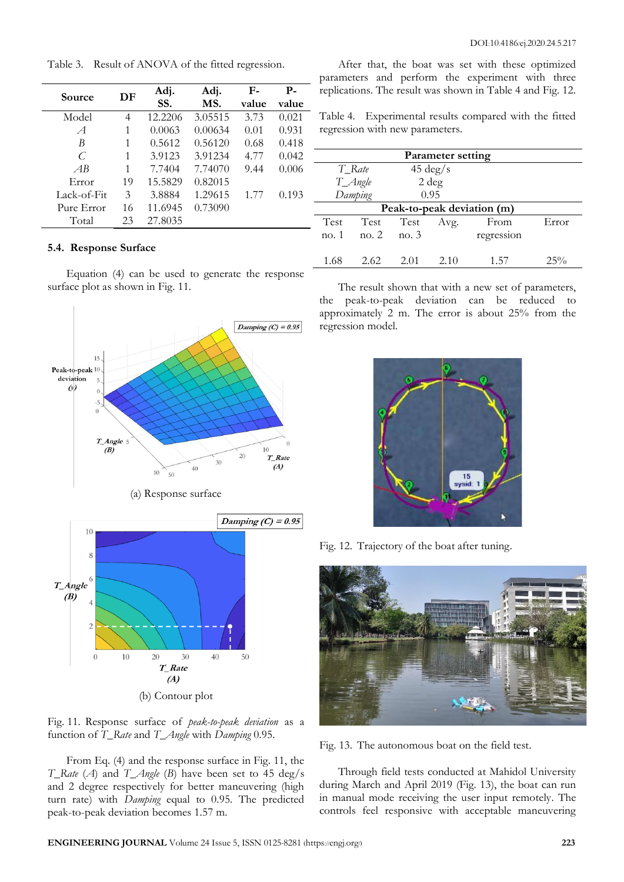Table 3. Result of ANOVA of the fitted regression.

| Source | DF | Adj. SS. | Adj. MS. | F-value | P-value |
|---|---|---|---|---|---|
| Model | 4 | 12.2206 | 3.05515 | 3.73 | 0.021 |
| *A* | 1 | 0.0063 | 0.00634 | 0.01 | 0.931 |
| *B* | 1 | 0.5612 | 0.56120 | 0.68 | 0.418 |
| *C* | 1 | 3.9123 | 3.91234 | 4.77 | 0.042 |
| *AB* | 1 | 7.7404 | 7.74070 | 9.44 | 0.006 |
| Error | 19 | 15.5829 | 0.82015 | | |
| Lack-of-Fit | 3 | 3.8884 | 1.29615 | 1.77 | 0.193 |
| Pure Error | 16 | 11.6945 | 0.73090 | | |
| Total | 23 | 27.8035 | | | |

### 5.4. Response Surface

Equation (4) can be used to generate the response surface plot as shown in Fig. 11.

(a) Response surface

(b) Contour plot

Fig. 11. Response surface of *peak-to-peak deviation* as a function of *T_Rate* and *T_Angle* with *Damping* 0.95.

From Eq. (4) and the response surface in Fig. 11, the *T_Rate* (*A*) and *T_Angle* (*B*) have been set to 45 deg/s and 2 degree respectively for better maneuvering (high turn rate) with *Damping* equal to 0.95. The predicted peak-to-peak deviation becomes 1.57 m.

After that, the boat was set with these optimized parameters and perform the experiment with three replications. The result was shown in Table 4 and Fig. 12.

Table 4. Experimental results compared with the fitted regression with new parameters.

| Parameter setting | | | | | |
|---|---|---|---|---|---|
| *T_Rate* | 45 deg/s | | | | |
| *T_Angle* | 2 deg | | | | |
| *Damping* | 0.95 | | | | |
| **Peak-to-peak deviation (m)** | | | | | |
| Test no. 1 | Test no. 2 | Test no. 3 | Avg. | From regression | Error |
| 1.68 | 2.62 | 2.01 | 2.10 | 1.57 | 25% |

The result shown that with a new set of parameters, the peak-to-peak deviation can be reduced to approximately 2 m. The error is about 25% from the regression model.

Fig. 12. Trajectory of the boat after tuning.

Fig. 13. The autonomous boat on the field test.

Through field tests conducted at Mahidol University during March and April 2019 (Fig. 13), the boat can run in manual mode receiving the user input remotely. The controls feel responsive with acceptable maneuvering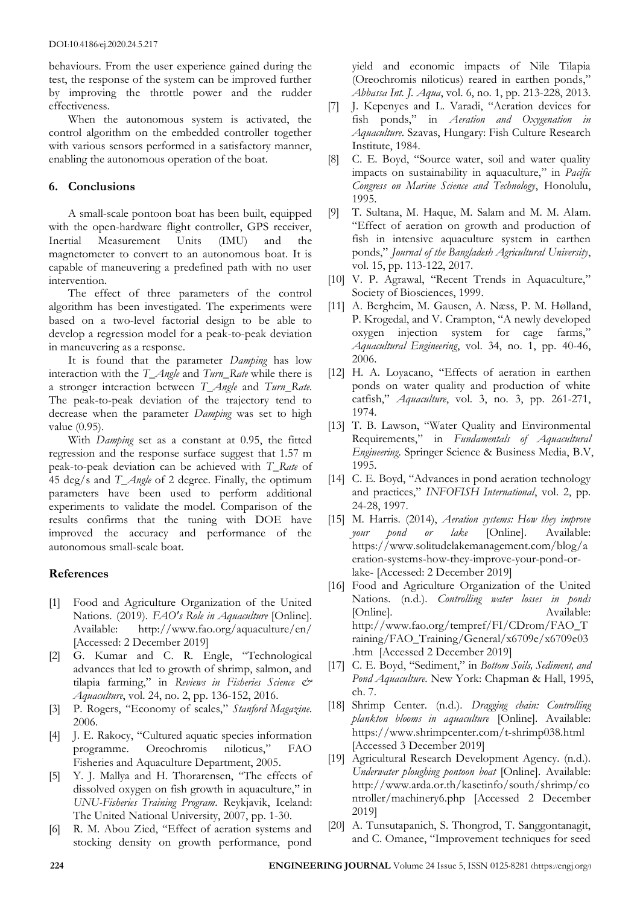behaviours. From the user experience gained during the test, the response of the system can be improved further by improving the throttle power and the rudder effectiveness.

When the autonomous system is activated, the control algorithm on the embedded controller together with various sensors performed in a satisfactory manner, enabling the autonomous operation of the boat.

## 6. Conclusions

A small-scale pontoon boat has been built, equipped with the open-hardware flight controller, GPS receiver, Inertial Measurement Units (IMU) and the magnetometer to convert to an autonomous boat. It is capable of maneuvering a predefined path with no user intervention.

The effect of three parameters of the control algorithm has been investigated. The experiments were based on a two-level factorial design to be able to develop a regression model for a peak-to-peak deviation in maneuvering as a response.

It is found that the parameter *Damping* has low interaction with the *T_Angle* and *Turn_Rate* while there is a stronger interaction between *T_Angle* and *Turn_Rate*. The peak-to-peak deviation of the trajectory tend to decrease when the parameter *Damping* was set to high value (0.95).

With *Damping* set as a constant at 0.95, the fitted regression and the response surface suggest that 1.57 m peak-to-peak deviation can be achieved with *T_Rate* of 45 deg/s and *T_Angle* of 2 degree. Finally, the optimum parameters have been used to perform additional experiments to validate the model. Comparison of the results confirms that the tuning with DOE have improved the accuracy and performance of the autonomous small-scale boat.

## References

[1] Food and Agriculture Organization of the United Nations. (2019). *FAO's Role in Aquaculture* [Online]. Available: http://www.fao.org/aquaculture/en/ [Accessed: 2 December 2019]

[2] G. Kumar and C. R. Engle, "Technological advances that led to growth of shrimp, salmon, and tilapia farming," in *Reviews in Fisheries Science & Aquaculture*, vol. 24, no. 2, pp. 136-152, 2016.

[3] P. Rogers, "Economy of scales," *Stanford Magazine*. 2006.

[4] J. E. Rakocy, "Cultured aquatic species information programme. Oreochromis niloticus," FAO Fisheries and Aquaculture Department, 2005.

[5] Y. J. Mallya and H. Thorarensen, "The effects of dissolved oxygen on fish growth in aquaculture," in *UNU-Fisheries Training Program*. Reykjavik, Iceland: The United National University, 2007, pp. 1-30.

[6] R. M. Abou Zied, "Effect of aeration systems and stocking density on growth performance, pond yield and economic impacts of Nile Tilapia (Oreochromis niloticus) reared in earthen ponds," *Abbassa Int. J. Aqua*, vol. 6, no. 1, pp. 213-228, 2013.

[7] J. Kepenyes and L. Varadi, "Aeration devices for fish ponds," in *Aeration and Oxygenation in Aquaculture*. Szavas, Hungary: Fish Culture Research Institute, 1984.

[8] C. E. Boyd, "Source water, soil and water quality impacts on sustainability in aquaculture," in *Pacific Congress on Marine Science and Technology*, Honolulu, 1995.

[9] T. Sultana, M. Haque, M. Salam and M. M. Alam. "Effect of aeration on growth and production of fish in intensive aquaculture system in earthen ponds," *Journal of the Bangladesh Agricultural University*, vol. 15, pp. 113-122, 2017.

[10] V. P. Agrawal, "Recent Trends in Aquaculture," Society of Biosciences, 1999.

[11] A. Bergheim, M. Gausen, A. Næss, P. M. Hølland, P. Krogedal, and V. Crampton, "A newly developed oxygen injection system for cage farms," *Aquacultural Engineering*, vol. 34, no. 1, pp. 40-46, 2006.

[12] H. A. Loyacano, "Effects of aeration in earthen ponds on water quality and production of white catfish," *Aquaculture*, vol. 3, no. 3, pp. 261-271, 1974.

[13] T. B. Lawson, "Water Quality and Environmental Requirements," in *Fundamentals of Aquacultural Engineering*. Springer Science & Business Media, B.V, 1995.

[14] C. E. Boyd, "Advances in pond aeration technology and practices," *INFOFISH International*, vol. 2, pp. 24-28, 1997.

[15] M. Harris. (2014), *Aeration systems: How they improve your pond or lake* [Online]. Available: https://www.solitudelakemanagement.com/blog/aeration-systems-how-they-improve-your-pond-or-lake- [Accessed: 2 December 2019]

[16] Food and Agriculture Organization of the United Nations. (n.d.). *Controlling water losses in ponds* [Online]. Available: http://www.fao.org/tempref/FI/CDrom/FAO_Training/FAO_Training/General/x6709e/x6709e03.htm [Accessed 2 December 2019]

[17] C. E. Boyd, "Sediment," in *Bottom Soils, Sediment, and Pond Aquaculture*. New York: Chapman & Hall, 1995, ch. 7.

[18] Shrimp Center. (n.d.). *Dragging chain: Controlling plankton blooms in aquaculture* [Online]. Available: https://www.shrimpcenter.com/t-shrimp038.html [Accessed 3 December 2019]

[19] Agricultural Research Development Agency. (n.d.). *Underwater ploughing pontoon boat* [Online]. Available: http://www.arda.or.th/kasetinfo/south/shrimp/controller/machinery6.php [Accessed 2 December 2019]

[20] A. Tunsutapanich, S. Thongrod, T. Sanggontanagit, and C. Omanee, "Improvement techniques for seed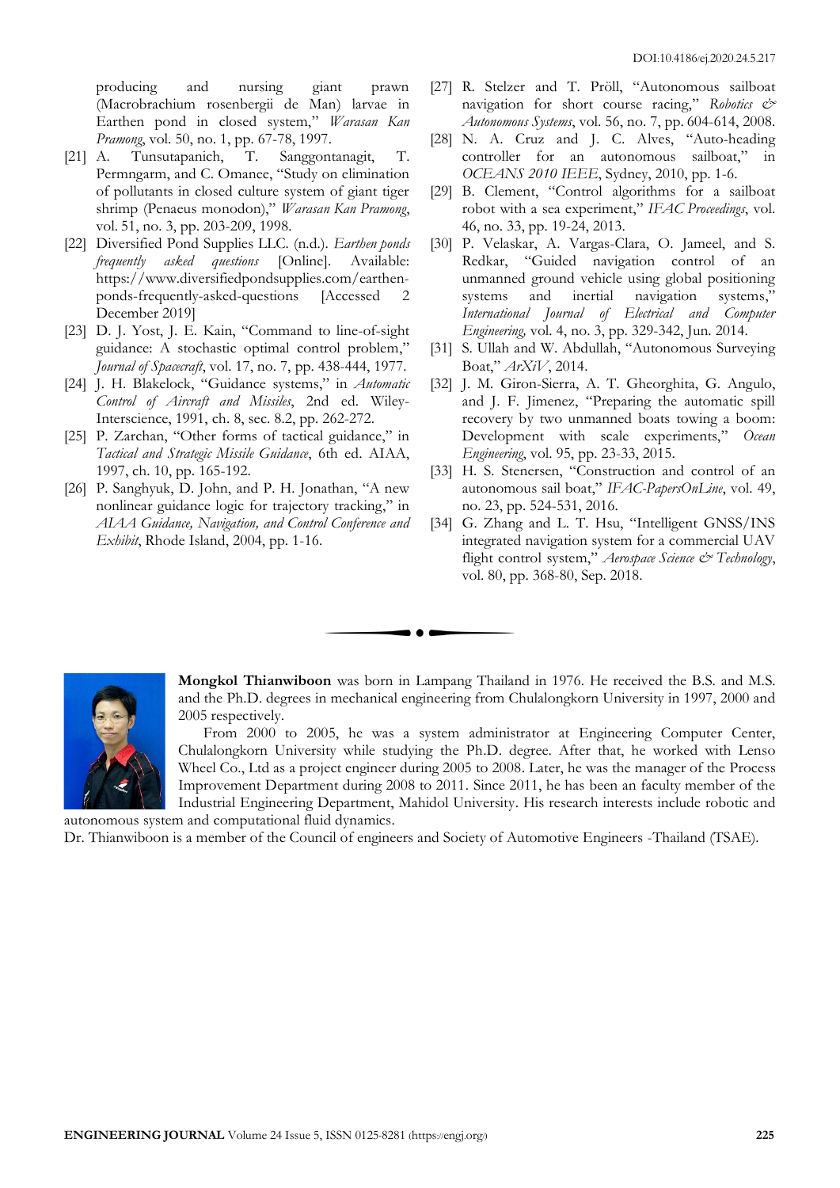producing and nursing giant prawn (Macrobrachium rosenbergii de Man) larvae in Earthen pond in closed system," *Warasan Kan Pramong*, vol. 50, no. 1, pp. 67-78, 1997.

[21] A. Tunsutapanich, T. Sanggontanagit, T. Permngarm, and C. Omanee, "Study on elimination of pollutants in closed culture system of giant tiger shrimp (Penaeus monodon)," *Warasan Kan Pramong*, vol. 51, no. 3, pp. 203-209, 1998.

[22] Diversified Pond Supplies LLC. (n.d.). *Earthen ponds frequently asked questions* [Online]. Available: https://www.diversifiedpondsupplies.com/earthen-ponds-frequently-asked-questions [Accessed 2 December 2019]

[23] D. J. Yost, J. E. Kain, "Command to line-of-sight guidance: A stochastic optimal control problem," *Journal of Spacecraft*, vol. 17, no. 7, pp. 438-444, 1977.

[24] J. H. Blakelock, "Guidance systems," in *Automatic Control of Aircraft and Missiles*, 2nd ed. Wiley-Interscience, 1991, ch. 8, sec. 8.2, pp. 262-272.

[25] P. Zarchan, "Other forms of tactical guidance," in *Tactical and Strategic Missile Guidance*, 6th ed. AIAA, 1997, ch. 10, pp. 165-192.

[26] P. Sanghyuk, D. John, and P. H. Jonathan, "A new nonlinear guidance logic for trajectory tracking," in *AIAA Guidance, Navigation, and Control Conference and Exhibit*, Rhode Island, 2004, pp. 1-16.

[27] R. Stelzer and T. Pröll, "Autonomous sailboat navigation for short course racing," *Robotics & Autonomous Systems*, vol. 56, no. 7, pp. 604-614, 2008.

[28] N. A. Cruz and J. C. Alves, "Auto-heading controller for an autonomous sailboat," in *OCEANS 2010 IEEE*, Sydney, 2010, pp. 1-6.

[29] B. Clement, "Control algorithms for a sailboat robot with a sea experiment," *IFAC Proceedings*, vol. 46, no. 33, pp. 19-24, 2013.

[30] P. Velaskar, A. Vargas-Clara, O. Jameel, and S. Redkar, "Guided navigation control of an unmanned ground vehicle using global positioning systems and inertial navigation systems," *International Journal of Electrical and Computer Engineering,* vol. 4, no. 3, pp. 329-342, Jun. 2014.

[31] S. Ullah and W. Abdullah, "Autonomous Surveying Boat," *ArXiV*, 2014.

[32] J. M. Giron-Sierra, A. T. Gheorghita, G. Angulo, and J. F. Jimenez, "Preparing the automatic spill recovery by two unmanned boats towing a boom: Development with scale experiments," *Ocean Engineering*, vol. 95, pp. 23-33, 2015.

[33] H. S. Stenersen, "Construction and control of an autonomous sail boat," *IFAC-PapersOnLine*, vol. 49, no. 23, pp. 524-531, 2016.

[34] G. Zhang and L. T. Hsu, "Intelligent GNSS/INS integrated navigation system for a commercial UAV flight control system," *Aerospace Science & Technology*, vol. 80, pp. 368-80, Sep. 2018.

**Mongkol Thianwiboon** was born in Lampang Thailand in 1976. He received the B.S. and M.S. and the Ph.D. degrees in mechanical engineering from Chulalongkorn University in 1997, 2000 and 2005 respectively.

From 2000 to 2005, he was a system administrator at Engineering Computer Center, Chulalongkorn University while studying the Ph.D. degree. After that, he worked with Lenso Wheel Co., Ltd as a project engineer during 2005 to 2008. Later, he was the manager of the Process Improvement Department during 2008 to 2011. Since 2011, he has been an faculty member of the Industrial Engineering Department, Mahidol University. His research interests include robotic and autonomous system and computational fluid dynamics.

Dr. Thianwiboon is a member of the Council of engineers and Society of Automotive Engineers -Thailand (TSAE).